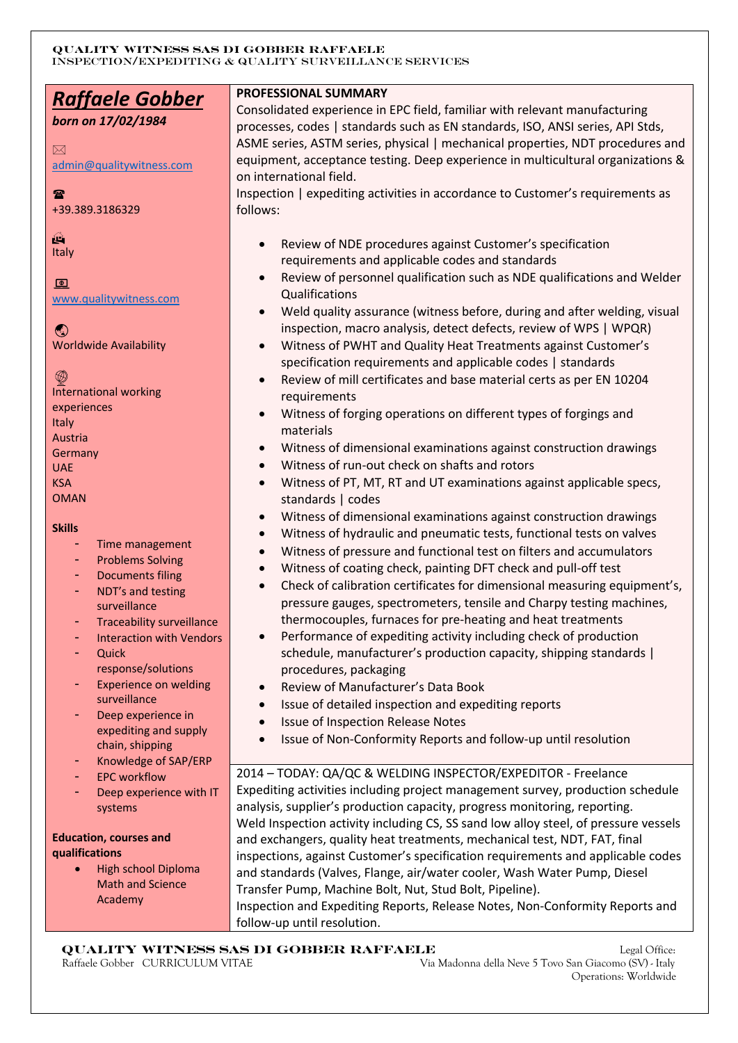QUALITY WITNESS SAS DI GOBBER RAFFAELE
INSPECTION/EXPEDITING & QUALITY SURVEILLANCE SERVICES

# *Raffaele Gobber*

***born on 17/02/1984***

✉ admin@qualitywitness.com

☎ +39.389.3186329

Italy

www.qualitywitness.com

Worldwide Availability

International working experiences
Italy
Austria
Germany
UAE
KSA
OMAN

**Skills**

- Time management
- Problems Solving
- Documents filing
- NDT's and testing surveillance
- Traceability surveillance
- Interaction with Vendors
- Quick response/solutions
- Experience on welding surveillance
- Deep experience in expediting and supply chain, shipping
- Knowledge of SAP/ERP
- EPC workflow
- Deep experience with IT systems

**Education, courses and qualifications**

- High school Diploma Math and Science Academy

## PROFESSIONAL SUMMARY

Consolidated experience in EPC field, familiar with relevant manufacturing processes, codes | standards such as EN standards, ISO, ANSI series, API Stds, ASME series, ASTM series, physical | mechanical properties, NDT procedures and equipment, acceptance testing. Deep experience in multicultural organizations & on international field.

Inspection | expediting activities in accordance to Customer's requirements as follows:

- Review of NDE procedures against Customer's specification requirements and applicable codes and standards
- Review of personnel qualification such as NDE qualifications and Welder Qualifications
- Weld quality assurance (witness before, during and after welding, visual inspection, macro analysis, detect defects, review of WPS | WPQR)
- Witness of PWHT and Quality Heat Treatments against Customer's specification requirements and applicable codes | standards
- Review of mill certificates and base material certs as per EN 10204 requirements
- Witness of forging operations on different types of forgings and materials
- Witness of dimensional examinations against construction drawings
- Witness of run-out check on shafts and rotors
- Witness of PT, MT, RT and UT examinations against applicable specs, standards | codes
- Witness of dimensional examinations against construction drawings
- Witness of hydraulic and pneumatic tests, functional tests on valves
- Witness of pressure and functional test on filters and accumulators
- Witness of coating check, painting DFT check and pull-off test
- Check of calibration certificates for dimensional measuring equipment's, pressure gauges, spectrometers, tensile and Charpy testing machines, thermocouples, furnaces for pre-heating and heat treatments
- Performance of expediting activity including check of production schedule, manufacturer's production capacity, shipping standards | procedures, packaging
- Review of Manufacturer's Data Book
- Issue of detailed inspection and expediting reports
- Issue of Inspection Release Notes
- Issue of Non-Conformity Reports and follow-up until resolution

2014 – TODAY: QA/QC & WELDING INSPECTOR/EXPEDITOR - Freelance

Expediting activities including project management survey, production schedule analysis, supplier's production capacity, progress monitoring, reporting.
Weld Inspection activity including CS, SS sand low alloy steel, of pressure vessels and exchangers, quality heat treatments, mechanical test, NDT, FAT, final inspections, against Customer's specification requirements and applicable codes and standards (Valves, Flange, air/water cooler, Wash Water Pump, Diesel Transfer Pump, Machine Bolt, Nut, Stud Bolt, Pipeline).
Inspection and Expediting Reports, Release Notes, Non-Conformity Reports and follow-up until resolution.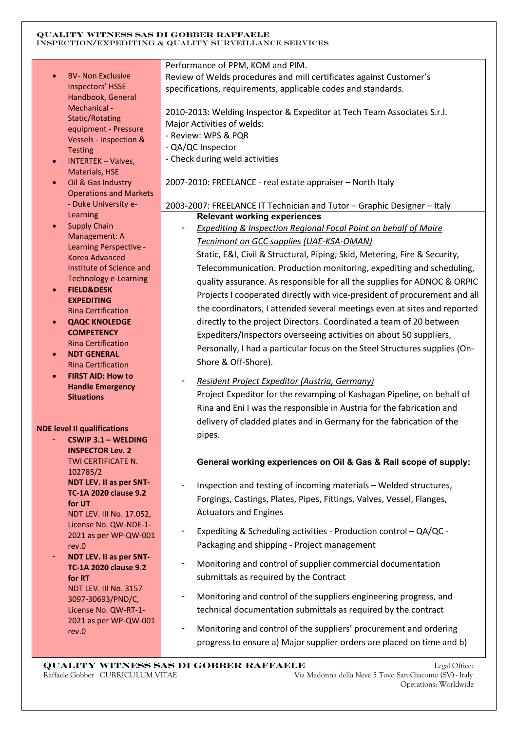- BV- Non Exclusive Inspectors' HSSE Handbook, General Mechanical - Static/Rotating equipment - Pressure Vessels - Inspection & Testing
- INTERTEK – Valves, Materials, HSE
- Oil & Gas Industry Operations and Markets - Duke University e-Learning
- Supply Chain Management: A Learning Perspective - Korea Advanced Institute of Science and Technology e-Learning
- **FIELD&DESK EXPEDITING** Rina Certification
- **QAQC KNOLEDGE COMPETENCY** Rina Certification
- **NDT GENERAL** Rina Certification
- **FIRST AID: How to Handle Emergency Situations**

**NDE level II qualifications**

- **CSWIP 3.1 – WELDING INSPECTOR Lev. 2** TWI CERTIFICATE N. 102785/2
  **NDT LEV. II as per SNT-TC-1A 2020 clause 9.2 for UT** NDT LEV. III No. 17.052, License No. QW-NDE-1-2021 as per WP-QW-001 rev.0
- **NDT LEV. II as per SNT-TC-1A 2020 clause 9.2 for RT** NDT LEV. III No. 3157-3097-30693/PND/C, License No. QW-RT-1-2021 as per WP-QW-001 rev.0

Performance of PPM, KOM and PIM.
Review of Welds procedures and mill certificates against Customer's specifications, requirements, applicable codes and standards.

2010-2013: Welding Inspector & Expeditor at Tech Team Associates S.r.l.
Major Activities of welds:
- Review: WPS & PQR
- QA/QC Inspector
- Check during weld activities

2007-2010: FREELANCE - real estate appraiser – North Italy

2003-2007: FREELANCE IT Technician and Tutor – Graphic Designer – Italy

**Relevant working experiences**

- *Expediting & Inspection Regional Focal Point on behalf of Maire Tecnimont on GCC supplies (UAE-KSA-OMAN)*
  Static, E&I, Civil & Structural, Piping, Skid, Metering, Fire & Security, Telecommunication. Production monitoring, expediting and scheduling, quality assurance. As responsible for all the supplies for ADNOC & ORPIC Projects I cooperated directly with vice-president of procurement and all the coordinators, I attended several meetings even at sites and reported directly to the project Directors. Coordinated a team of 20 between Expediters/Inspectors overseeing activities on about 50 suppliers, Personally, I had a particular focus on the Steel Structures supplies (On-Shore & Off-Shore).

- *Resident Project Expeditor (Austria, Germany)*
  Project Expeditor for the revamping of Kashagan Pipeline, on behalf of Rina and Eni I was the responsible in Austria for the fabrication and delivery of cladded plates and in Germany for the fabrication of the pipes.

**General working experiences on Oil & Gas & Rail scope of supply:**

- Inspection and testing of incoming materials – Welded structures, Forgings, Castings, Plates, Pipes, Fittings, Valves, Vessel, Flanges, Actuators and Engines
- Expediting & Scheduling activities - Production control – QA/QC - Packaging and shipping - Project management
- Monitoring and control of supplier commercial documentation submittals as required by the Contract
- Monitoring and control of the suppliers engineering progress, and technical documentation submittals as required by the contract
- Monitoring and control of the suppliers' procurement and ordering progress to ensure a) Major supplier orders are placed on time and b)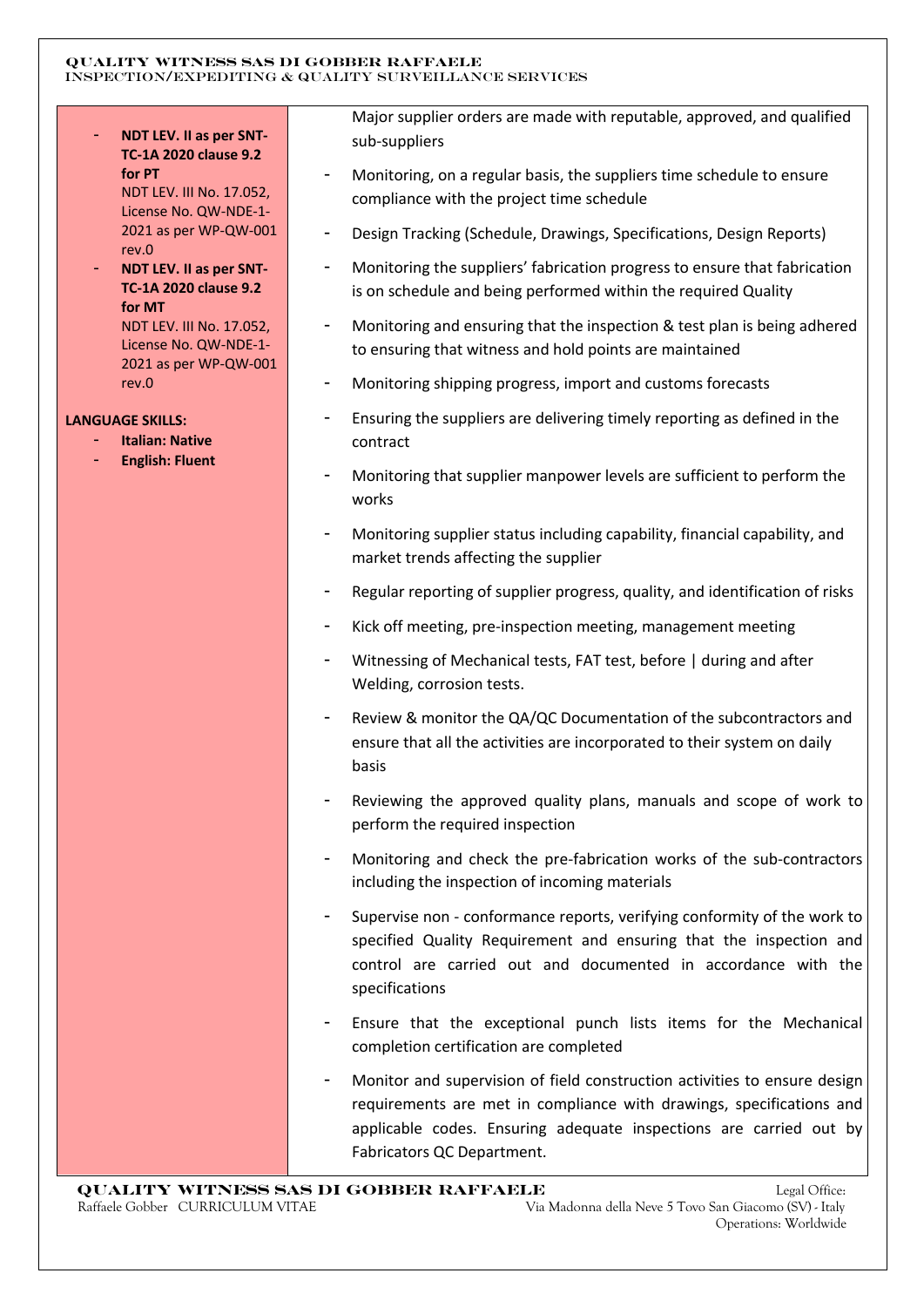- **NDT LEV. II as per SNT-TC-1A 2020 clause 9.2 for PT**
  NDT LEV. III No. 17.052, License No. QW-NDE-1-2021 as per WP-QW-001 rev.0
- **NDT LEV. II as per SNT-TC-1A 2020 clause 9.2 for MT**
  NDT LEV. III No. 17.052, License No. QW-NDE-1-2021 as per WP-QW-001 rev.0

**LANGUAGE SKILLS:**

- **Italian: Native**
- **English: Fluent**

Major supplier orders are made with reputable, approved, and qualified sub-suppliers

- Monitoring, on a regular basis, the suppliers time schedule to ensure compliance with the project time schedule
- Design Tracking (Schedule, Drawings, Specifications, Design Reports)
- Monitoring the suppliers' fabrication progress to ensure that fabrication is on schedule and being performed within the required Quality
- Monitoring and ensuring that the inspection & test plan is being adhered to ensuring that witness and hold points are maintained
- Monitoring shipping progress, import and customs forecasts
- Ensuring the suppliers are delivering timely reporting as defined in the contract
- Monitoring that supplier manpower levels are sufficient to perform the works
- Monitoring supplier status including capability, financial capability, and market trends affecting the supplier
- Regular reporting of supplier progress, quality, and identification of risks
- Kick off meeting, pre-inspection meeting, management meeting
- Witnessing of Mechanical tests, FAT test, before | during and after Welding, corrosion tests.
- Review & monitor the QA/QC Documentation of the subcontractors and ensure that all the activities are incorporated to their system on daily basis
- Reviewing the approved quality plans, manuals and scope of work to perform the required inspection
- Monitoring and check the pre-fabrication works of the sub-contractors including the inspection of incoming materials
- Supervise non - conformance reports, verifying conformity of the work to specified Quality Requirement and ensuring that the inspection and control are carried out and documented in accordance with the specifications
- Ensure that the exceptional punch lists items for the Mechanical completion certification are completed
- Monitor and supervision of field construction activities to ensure design requirements are met in compliance with drawings, specifications and applicable codes. Ensuring adequate inspections are carried out by Fabricators QC Department.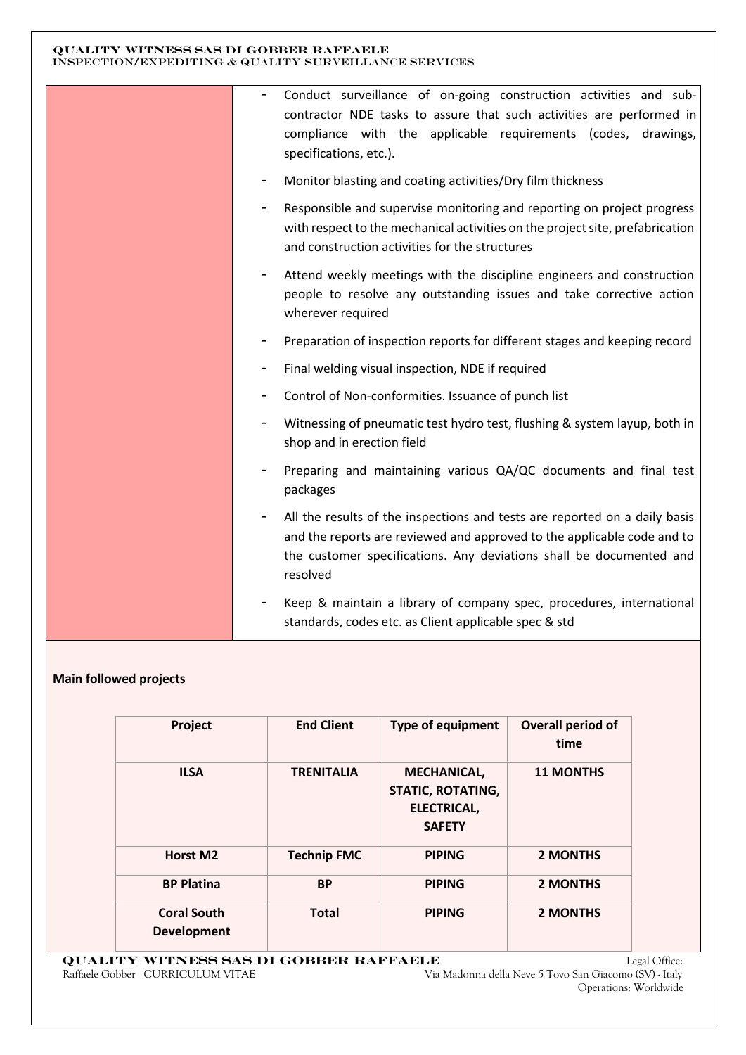- Conduct surveillance of on-going construction activities and sub-contractor NDE tasks to assure that such activities are performed in compliance with the applicable requirements (codes, drawings, specifications, etc.).
- Monitor blasting and coating activities/Dry film thickness
- Responsible and supervise monitoring and reporting on project progress with respect to the mechanical activities on the project site, prefabrication and construction activities for the structures
- Attend weekly meetings with the discipline engineers and construction people to resolve any outstanding issues and take corrective action wherever required
- Preparation of inspection reports for different stages and keeping record
- Final welding visual inspection, NDE if required
- Control of Non-conformities. Issuance of punch list
- Witnessing of pneumatic test hydro test, flushing & system layup, both in shop and in erection field
- Preparing and maintaining various QA/QC documents and final test packages
- All the results of the inspections and tests are reported on a daily basis and the reports are reviewed and approved to the applicable code and to the customer specifications. Any deviations shall be documented and resolved
- Keep & maintain a library of company spec, procedures, international standards, codes etc. as Client applicable spec & std

**Main followed projects**

| Project | End Client | Type of equipment | Overall period of time |
|---|---|---|---|
| **ILSA** | **TRENITALIA** | **MECHANICAL, STATIC, ROTATING, ELECTRICAL, SAFETY** | **11 MONTHS** |
| **Horst M2** | **Technip FMC** | **PIPING** | **2 MONTHS** |
| **BP Platina** | **BP** | **PIPING** | **2 MONTHS** |
| **Coral South Development** | **Total** | **PIPING** | **2 MONTHS** |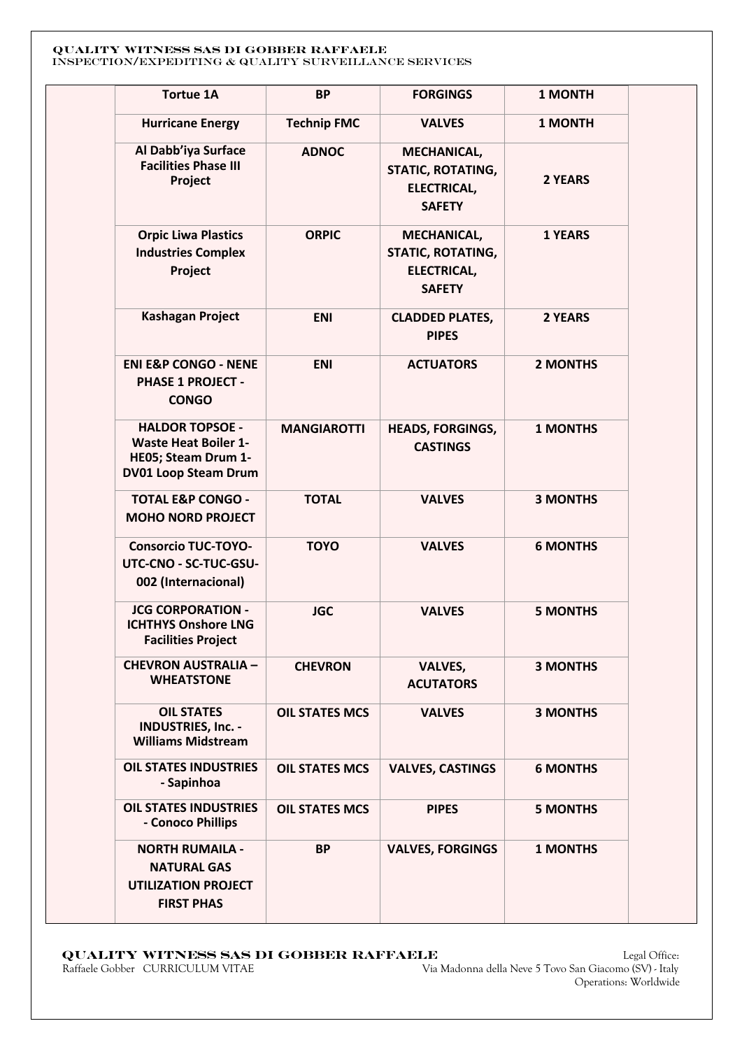| | | | | | |
|---|---|---|---|---|---|
| | **Tortue 1A** | **BP** | **FORGINGS** | **1 MONTH** | |
| | **Hurricane Energy** | **Technip FMC** | **VALVES** | **1 MONTH** | |
| | **Al Dabb'iya Surface Facilities Phase III Project** | **ADNOC** | **MECHANICAL, STATIC, ROTATING, ELECTRICAL, SAFETY** | **2 YEARS** | |
| | **Orpic Liwa Plastics Industries Complex Project** | **ORPIC** | **MECHANICAL, STATIC, ROTATING, ELECTRICAL, SAFETY** | **1 YEARS** | |
| | **Kashagan Project** | **ENI** | **CLADDED PLATES, PIPES** | **2 YEARS** | |
| | **ENI E&P CONGO - NENE PHASE 1 PROJECT - CONGO** | **ENI** | **ACTUATORS** | **2 MONTHS** | |
| | **HALDOR TOPSOE - Waste Heat Boiler 1-HE05; Steam Drum 1-DV01 Loop Steam Drum** | **MANGIAROTTI** | **HEADS, FORGINGS, CASTINGS** | **1 MONTHS** | |
| | **TOTAL E&P CONGO - MOHO NORD PROJECT** | **TOTAL** | **VALVES** | **3 MONTHS** | |
| | **Consorcio TUC-TOYO-UTC-CNO - SC-TUC-GSU-002 (Internacional)** | **TOYO** | **VALVES** | **6 MONTHS** | |
| | **JCG CORPORATION - ICHTHYS Onshore LNG Facilities Project** | **JGC** | **VALVES** | **5 MONTHS** | |
| | **CHEVRON AUSTRALIA – WHEATSTONE** | **CHEVRON** | **VALVES, ACUTATORS** | **3 MONTHS** | |
| | **OIL STATES INDUSTRIES, Inc. - Williams Midstream** | **OIL STATES MCS** | **VALVES** | **3 MONTHS** | |
| | **OIL STATES INDUSTRIES - Sapinhoa** | **OIL STATES MCS** | **VALVES, CASTINGS** | **6 MONTHS** | |
| | **OIL STATES INDUSTRIES - Conoco Phillips** | **OIL STATES MCS** | **PIPES** | **5 MONTHS** | |
| | **NORTH RUMAILA - NATURAL GAS UTILIZATION PROJECT FIRST PHAS** | **BP** | **VALVES, FORGINGS** | **1 MONTHS** | |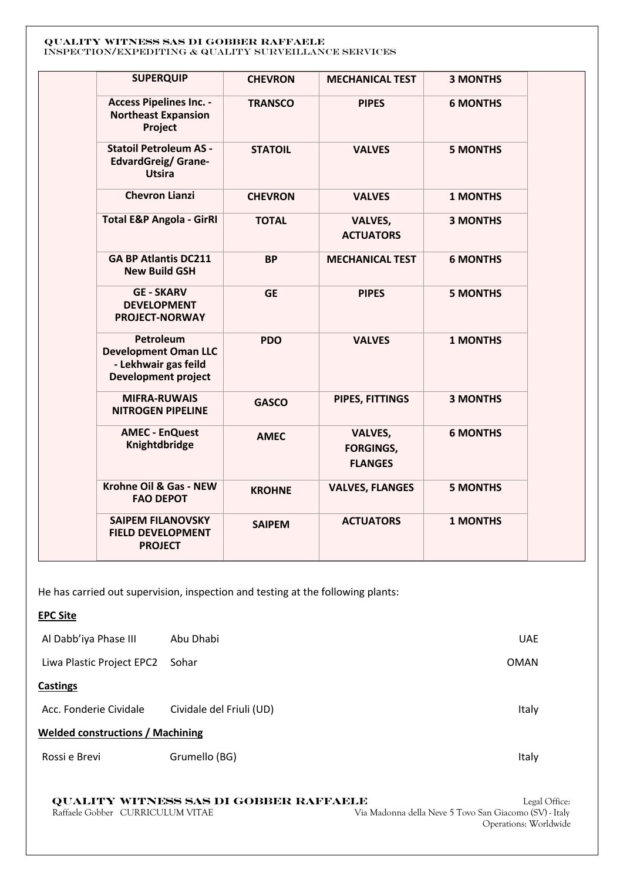| | | | | |
|---|---|---|---|---|
| | **SUPERQUIP** | **CHEVRON** | **MECHANICAL TEST** | **3 MONTHS** |
| | **Access Pipelines Inc. - Northeast Expansion Project** | **TRANSCO** | **PIPES** | **6 MONTHS** |
| | **Statoil Petroleum AS - EdvardGreig/ Grane-Utsira** | **STATOIL** | **VALVES** | **5 MONTHS** |
| | **Chevron Lianzi** | **CHEVRON** | **VALVES** | **1 MONTHS** |
| | **Total E&P Angola - GirRI** | **TOTAL** | **VALVES, ACTUATORS** | **3 MONTHS** |
| | **GA BP Atlantis DC211 New Build GSH** | **BP** | **MECHANICAL TEST** | **6 MONTHS** |
| | **GE - SKARV DEVELOPMENT PROJECT-NORWAY** | **GE** | **PIPES** | **5 MONTHS** |
| | **Petroleum Development Oman LLC - Lekhwair gas feild Development project** | **PDO** | **VALVES** | **1 MONTHS** |
| | **MIFRA-RUWAIS NITROGEN PIPELINE** | **GASCO** | **PIPES, FITTINGS** | **3 MONTHS** |
| | **AMEC - EnQuest Knightdbridge** | **AMEC** | **VALVES, FORGINGS, FLANGES** | **6 MONTHS** |
| | **Krohne Oil & Gas - NEW FAO DEPOT** | **KROHNE** | **VALVES, FLANGES** | **5 MONTHS** |
| | **SAIPEM FILANOVSKY FIELD DEVELOPMENT PROJECT** | **SAIPEM** | **ACTUATORS** | **1 MONTHS** |

He has carried out supervision, inspection and testing at the following plants:

**EPC Site**

| | | |
|---|---|---|
| Al Dabb'iya Phase III | Abu Dhabi | UAE |
| Liwa Plastic Project EPC2 | Sohar | OMAN |

**Castings**

| | | |
|---|---|---|
| Acc. Fonderie Cividale | Cividale del Friuli (UD) | Italy |

**Welded constructions / Machining**

| | | |
|---|---|---|
| Rossi e Brevi | Grumello (BG) | Italy |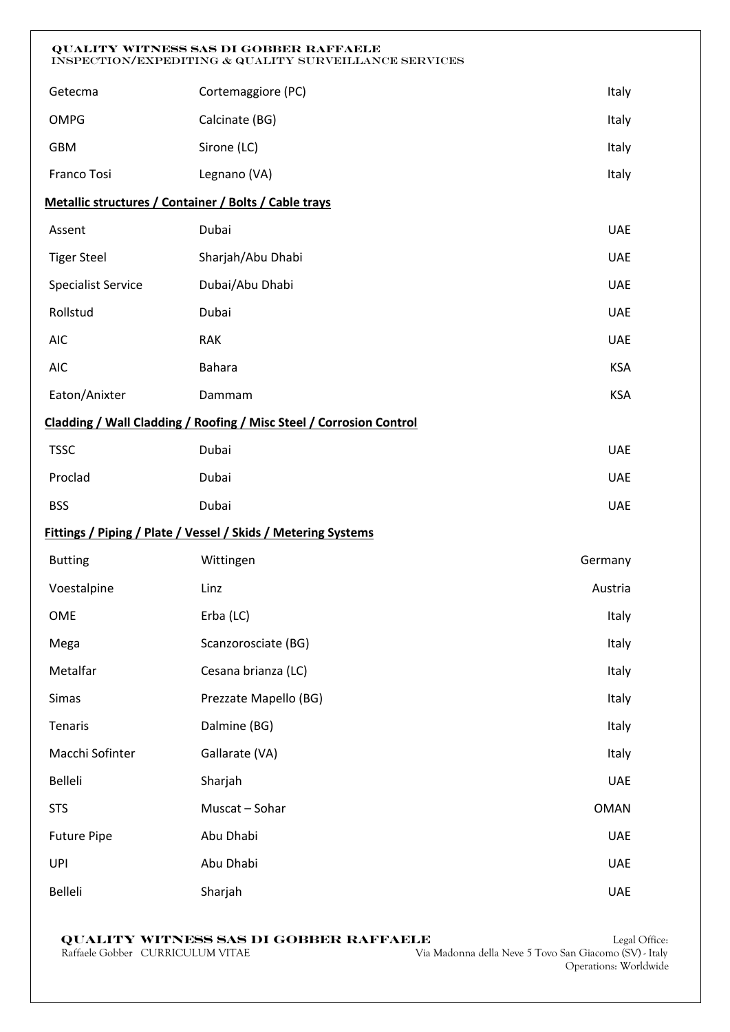| | | |
|---|---|---|
| Getecma | Cortemaggiore (PC) | Italy |
| OMPG | Calcinate (BG) | Italy |
| GBM | Sirone (LC) | Italy |
| Franco Tosi | Legnano (VA) | Italy |

**Metallic structures / Container / Bolts / Cable trays**

| | | |
|---|---|---|
| Assent | Dubai | UAE |
| Tiger Steel | Sharjah/Abu Dhabi | UAE |
| Specialist Service | Dubai/Abu Dhabi | UAE |
| Rollstud | Dubai | UAE |
| AIC | RAK | UAE |
| AIC | Bahara | KSA |
| Eaton/Anixter | Dammam | KSA |

**Cladding / Wall Cladding / Roofing / Misc Steel / Corrosion Control**

| | | |
|---|---|---|
| TSSC | Dubai | UAE |
| Proclad | Dubai | UAE |
| BSS | Dubai | UAE |

**Fittings / Piping / Plate / Vessel / Skids / Metering Systems**

| | | |
|---|---|---|
| Butting | Wittingen | Germany |
| Voestalpine | Linz | Austria |
| OME | Erba (LC) | Italy |
| Mega | Scanzorosciate (BG) | Italy |
| Metalfar | Cesana brianza (LC) | Italy |
| Simas | Prezzate Mapello (BG) | Italy |
| Tenaris | Dalmine (BG) | Italy |
| Macchi Sofinter | Gallarate (VA) | Italy |
| Belleli | Sharjah | UAE |
| STS | Muscat – Sohar | OMAN |
| Future Pipe | Abu Dhabi | UAE |
| UPI | Abu Dhabi | UAE |
| Belleli | Sharjah | UAE |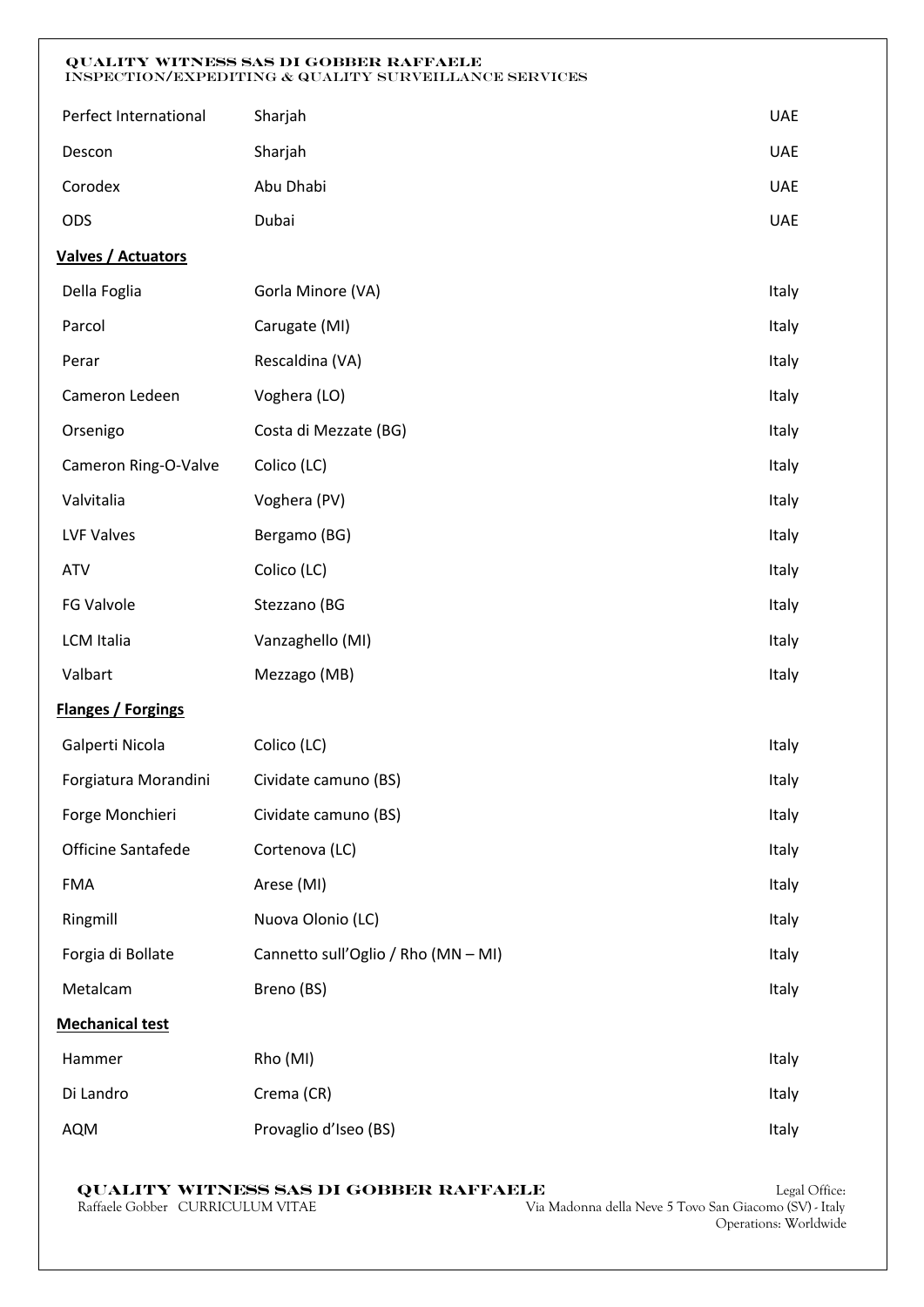| | | |
|---|---|---|
| Perfect International | Sharjah | UAE |
| Descon | Sharjah | UAE |
| Corodex | Abu Dhabi | UAE |
| ODS | Dubai | UAE |

**Valves / Actuators**

| | | |
|---|---|---|
| Della Foglia | Gorla Minore (VA) | Italy |
| Parcol | Carugate (MI) | Italy |
| Perar | Rescaldina (VA) | Italy |
| Cameron Ledeen | Voghera (LO) | Italy |
| Orsenigo | Costa di Mezzate (BG) | Italy |
| Cameron Ring-O-Valve | Colico (LC) | Italy |
| Valvitalia | Voghera (PV) | Italy |
| LVF Valves | Bergamo (BG) | Italy |
| ATV | Colico (LC) | Italy |
| FG Valvole | Stezzano (BG | Italy |
| LCM Italia | Vanzaghello (MI) | Italy |
| Valbart | Mezzago (MB) | Italy |

**Flanges / Forgings**

| | | |
|---|---|---|
| Galperti Nicola | Colico (LC) | Italy |
| Forgiatura Morandini | Cividate camuno (BS) | Italy |
| Forge Monchieri | Cividate camuno (BS) | Italy |
| Officine Santafede | Cortenova (LC) | Italy |
| FMA | Arese (MI) | Italy |
| Ringmill | Nuova Olonio (LC) | Italy |
| Forgia di Bollate | Cannetto sull'Oglio / Rho (MN – MI) | Italy |
| Metalcam | Breno (BS) | Italy |

**Mechanical test**

| | | |
|---|---|---|
| Hammer | Rho (MI) | Italy |
| Di Landro | Crema (CR) | Italy |
| AQM | Provaglio d'Iseo (BS) | Italy |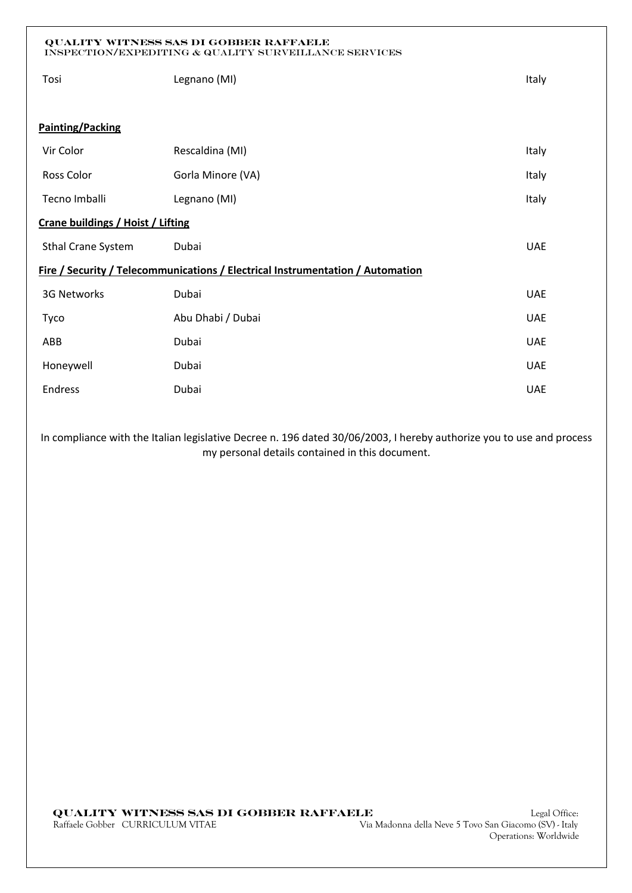| | | |
|---|---|---|
| Tosi | Legnano (MI) | Italy |

**Painting/Packing**

| | | |
|---|---|---|
| Vir Color | Rescaldina (MI) | Italy |
| Ross Color | Gorla Minore (VA) | Italy |
| Tecno Imballi | Legnano (MI) | Italy |

**Crane buildings / Hoist / Lifting**

| | | |
|---|---|---|
| Sthal Crane System | Dubai | UAE |

**Fire / Security / Telecommunications / Electrical Instrumentation / Automation**

| | | |
|---|---|---|
| 3G Networks | Dubai | UAE |
| Tyco | Abu Dhabi / Dubai | UAE |
| ABB | Dubai | UAE |
| Honeywell | Dubai | UAE |
| Endress | Dubai | UAE |

In compliance with the Italian legislative Decree n. 196 dated 30/06/2003, I hereby authorize you to use and process my personal details contained in this document.